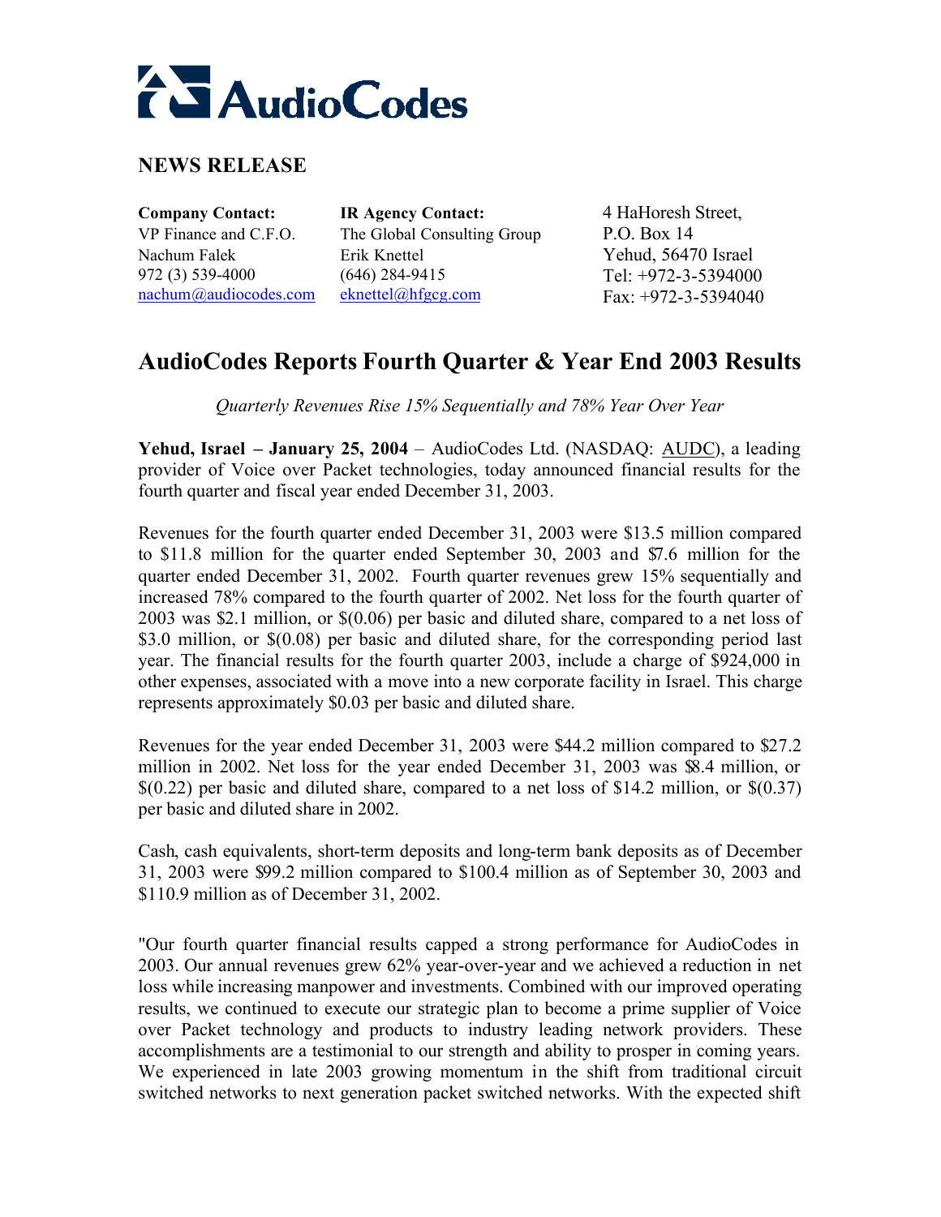# AudioCodes

## NEWS RELEASE

| **Company Contact:** | **IR Agency Contact:** | |
|---|---|---|
| VP Finance and C.F.O. | The Global Consulting Group | 4 HaHoresh Street, |
| Nachum Falek | Erik Knettel | P.O. Box 14 |
| 972 (3) 539-4000 | (646) 284-9415 | Yehud, 56470 Israel |
| nachum@audiocodes.com | eknettel@hfgcg.com | Tel: +972-3-5394000 |
| | | Fax: +972-3-5394040 |

## AudioCodes Reports Fourth Quarter & Year End 2003 Results

*Quarterly Revenues Rise 15% Sequentially and 78% Year Over Year*

**Yehud, Israel – January 25, 2004** – AudioCodes Ltd. (NASDAQ: AUDC), a leading provider of Voice over Packet technologies, today announced financial results for the fourth quarter and fiscal year ended December 31, 2003.

Revenues for the fourth quarter ended December 31, 2003 were $13.5 million compared to $11.8 million for the quarter ended September 30, 2003 and $7.6 million for the quarter ended December 31, 2002. Fourth quarter revenues grew 15% sequentially and increased 78% compared to the fourth quarter of 2002. Net loss for the fourth quarter of 2003 was $2.1 million, or $(0.06) per basic and diluted share, compared to a net loss of $3.0 million, or $(0.08) per basic and diluted share, for the corresponding period last year. The financial results for the fourth quarter 2003, include a charge of $924,000 in other expenses, associated with a move into a new corporate facility in Israel. This charge represents approximately $0.03 per basic and diluted share.

Revenues for the year ended December 31, 2003 were $44.2 million compared to $27.2 million in 2002. Net loss for the year ended December 31, 2003 was $8.4 million, or $(0.22) per basic and diluted share, compared to a net loss of $14.2 million, or $(0.37) per basic and diluted share in 2002.

Cash, cash equivalents, short-term deposits and long-term bank deposits as of December 31, 2003 were $99.2 million compared to $100.4 million as of September 30, 2003 and $110.9 million as of December 31, 2002.

"Our fourth quarter financial results capped a strong performance for AudioCodes in 2003. Our annual revenues grew 62% year-over-year and we achieved a reduction in net loss while increasing manpower and investments. Combined with our improved operating results, we continued to execute our strategic plan to become a prime supplier of Voice over Packet technology and products to industry leading network providers. These accomplishments are a testimonial to our strength and ability to prosper in coming years. We experienced in late 2003 growing momentum in the shift from traditional circuit switched networks to next generation packet switched networks. With the expected shift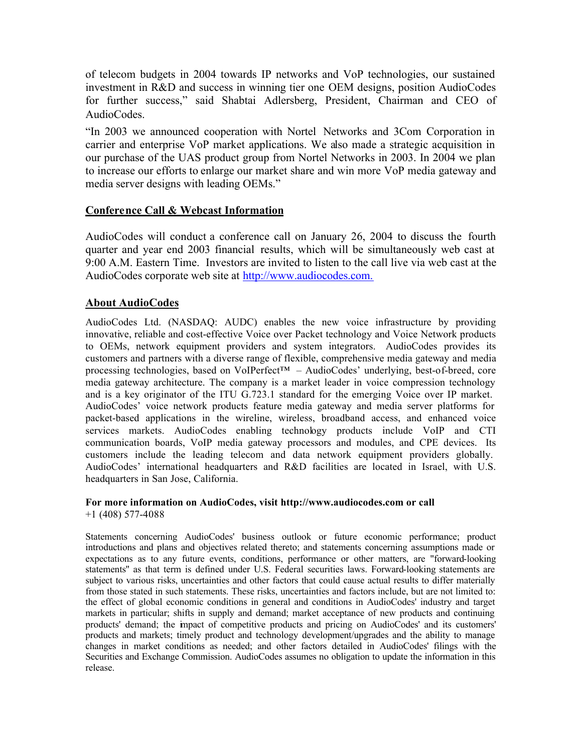of telecom budgets in 2004 towards IP networks and VoP technologies, our sustained investment in R&D and success in winning tier one OEM designs, position AudioCodes for further success," said Shabtai Adlersberg, President, Chairman and CEO of AudioCodes.

"In 2003 we announced cooperation with Nortel Networks and 3Com Corporation in carrier and enterprise VoP market applications. We also made a strategic acquisition in our purchase of the UAS product group from Nortel Networks in 2003. In 2004 we plan to increase our efforts to enlarge our market share and win more VoP media gateway and media server designs with leading OEMs."

## Conference Call & Webcast Information

AudioCodes will conduct a conference call on January 26, 2004 to discuss the fourth quarter and year end 2003 financial results, which will be simultaneously web cast at 9:00 A.M. Eastern Time. Investors are invited to listen to the call live via web cast at the AudioCodes corporate web site at http://www.audiocodes.com.

## About AudioCodes

AudioCodes Ltd. (NASDAQ: AUDC) enables the new voice infrastructure by providing innovative, reliable and cost-effective Voice over Packet technology and Voice Network products to OEMs, network equipment providers and system integrators. AudioCodes provides its customers and partners with a diverse range of flexible, comprehensive media gateway and media processing technologies, based on VoIPerfect™ – AudioCodes' underlying, best-of-breed, core media gateway architecture. The company is a market leader in voice compression technology and is a key originator of the ITU G.723.1 standard for the emerging Voice over IP market. AudioCodes' voice network products feature media gateway and media server platforms for packet-based applications in the wireline, wireless, broadband access, and enhanced voice services markets. AudioCodes enabling technology products include VoIP and CTI communication boards, VoIP media gateway processors and modules, and CPE devices. Its customers include the leading telecom and data network equipment providers globally. AudioCodes' international headquarters and R&D facilities are located in Israel, with U.S. headquarters in San Jose, California.

**For more information on AudioCodes, visit http://www.audiocodes.com or call**
+1 (408) 577-4088

Statements concerning AudioCodes' business outlook or future economic performance; product introductions and plans and objectives related thereto; and statements concerning assumptions made or expectations as to any future events, conditions, performance or other matters, are "forward-looking statements" as that term is defined under U.S. Federal securities laws. Forward-looking statements are subject to various risks, uncertainties and other factors that could cause actual results to differ materially from those stated in such statements. These risks, uncertainties and factors include, but are not limited to: the effect of global economic conditions in general and conditions in AudioCodes' industry and target markets in particular; shifts in supply and demand; market acceptance of new products and continuing products' demand; the impact of competitive products and pricing on AudioCodes' and its customers' products and markets; timely product and technology development/upgrades and the ability to manage changes in market conditions as needed; and other factors detailed in AudioCodes' filings with the Securities and Exchange Commission. AudioCodes assumes no obligation to update the information in this release.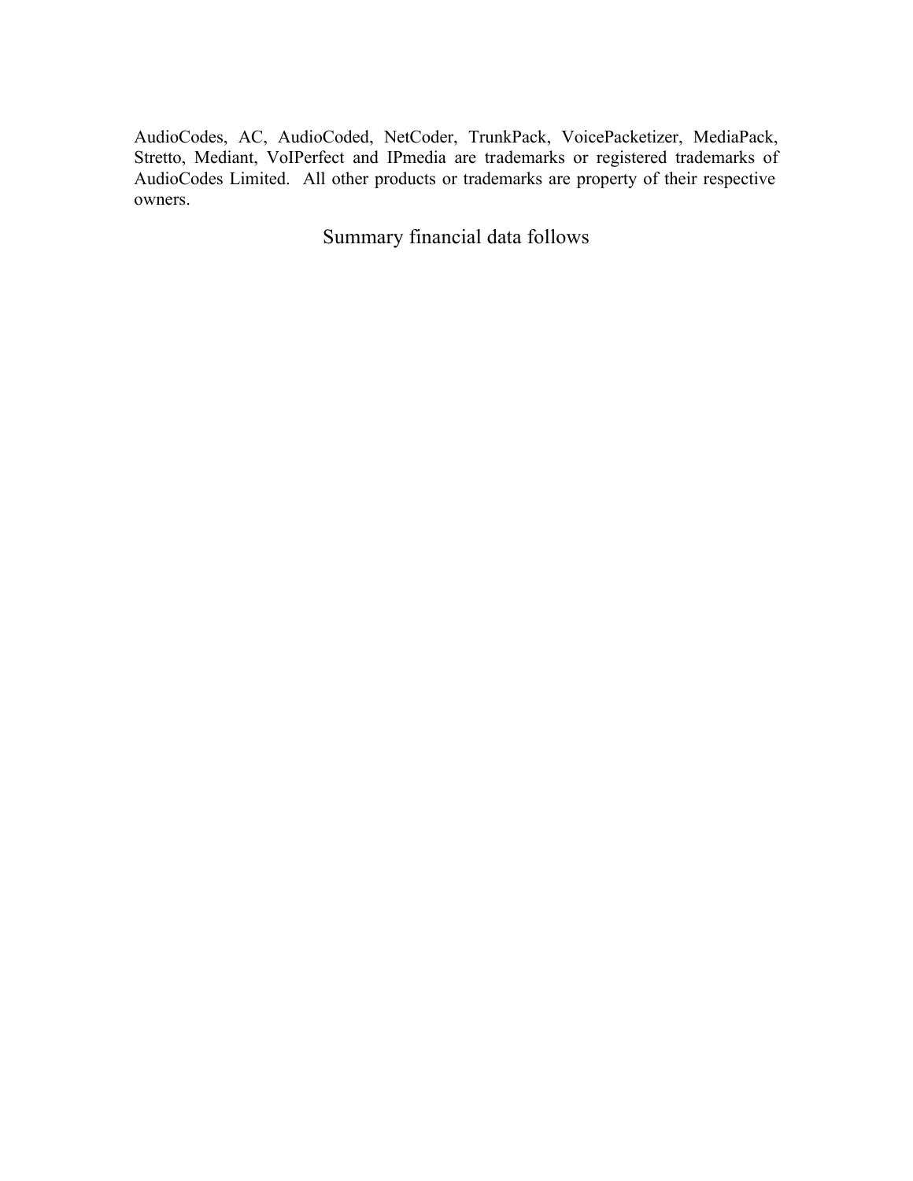AudioCodes, AC, AudioCoded, NetCoder, TrunkPack, VoicePacketizer, MediaPack, Stretto, Mediant, VoIPerfect and IPmedia are trademarks or registered trademarks of AudioCodes Limited. All other products or trademarks are property of their respective owners.

Summary financial data follows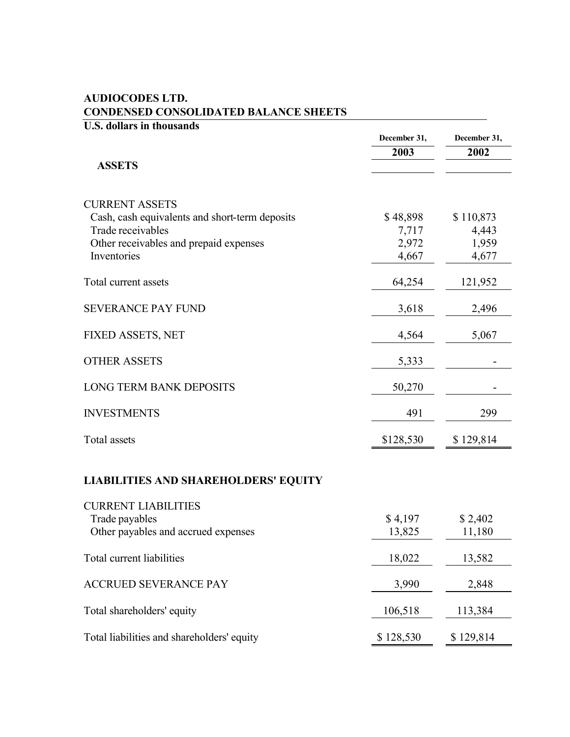**AUDIOCODES LTD.**
**CONDENSED CONSOLIDATED BALANCE SHEETS**
**U.S. dollars in thousands**

| | December 31, 2003 | December 31, 2002 |
|---|---|---|
| **ASSETS** | | |
| CURRENT ASSETS | | |
| Cash, cash equivalents and short-term deposits | $ 48,898 | $ 110,873 |
| Trade receivables | 7,717 | 4,443 |
| Other receivables and prepaid expenses | 2,972 | 1,959 |
| Inventories | 4,667 | 4,677 |
| Total current assets | 64,254 | 121,952 |
| SEVERANCE PAY FUND | 3,618 | 2,496 |
| FIXED ASSETS, NET | 4,564 | 5,067 |
| OTHER ASSETS | 5,333 | - |
| LONG TERM BANK DEPOSITS | 50,270 | - |
| INVESTMENTS | 491 | 299 |
| Total assets | $128,530 | $ 129,814 |
| **LIABILITIES AND SHAREHOLDERS' EQUITY** | | |
| CURRENT LIABILITIES | | |
| Trade payables | $ 4,197 | $ 2,402 |
| Other payables and accrued expenses | 13,825 | 11,180 |
| Total current liabilities | 18,022 | 13,582 |
| ACCRUED SEVERANCE PAY | 3,990 | 2,848 |
| Total shareholders' equity | 106,518 | 113,384 |
| Total liabilities and shareholders' equity | $ 128,530 | $ 129,814 |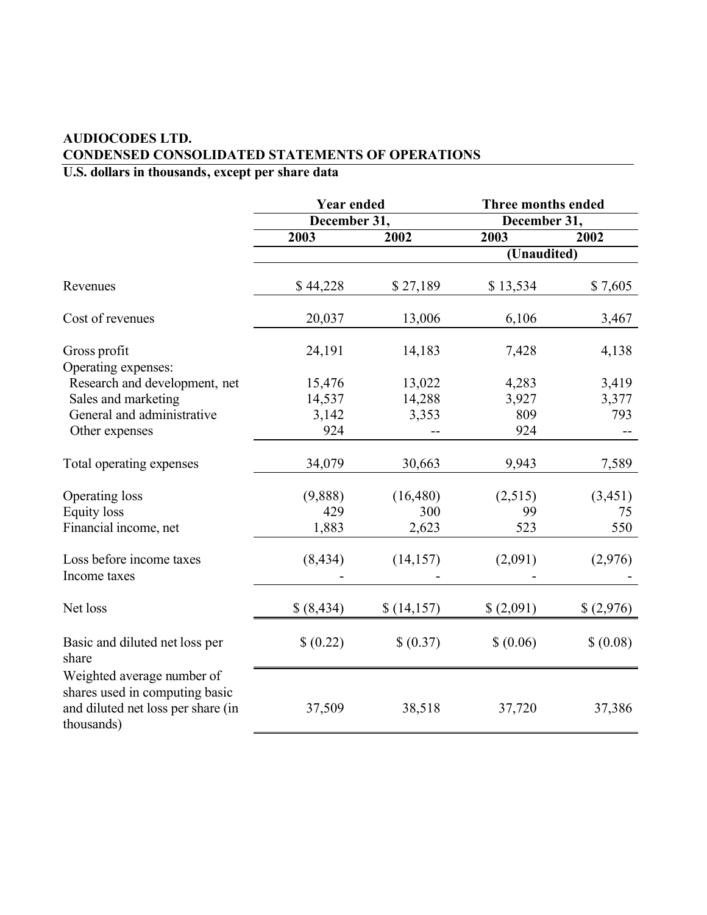**AUDIOCODES LTD.**
**CONDENSED CONSOLIDATED STATEMENTS OF OPERATIONS**
**U.S. dollars in thousands, except per share data**

| | Year ended December 31, | | Three months ended December 31, | |
|---|---|---|---|---|
| | 2003 | 2002 | 2003 | 2002 |
| | | | (Unaudited) | |
| Revenues | $ 44,228 | $ 27,189 | $ 13,534 | $ 7,605 |
| Cost of revenues | 20,037 | 13,006 | 6,106 | 3,467 |
| Gross profit | 24,191 | 14,183 | 7,428 | 4,138 |
| Operating expenses: | | | | |
| Research and development, net | 15,476 | 13,022 | 4,283 | 3,419 |
| Sales and marketing | 14,537 | 14,288 | 3,927 | 3,377 |
| General and administrative | 3,142 | 3,353 | 809 | 793 |
| Other expenses | 924 | -- | 924 | -- |
| Total operating expenses | 34,079 | 30,663 | 9,943 | 7,589 |
| Operating loss | (9,888) | (16,480) | (2,515) | (3,451) |
| Equity loss | 429 | 300 | 99 | 75 |
| Financial income, net | 1,883 | 2,623 | 523 | 550 |
| Loss before income taxes | (8,434) | (14,157) | (2,091) | (2,976) |
| Income taxes | - | - | - | - |
| Net loss | $ (8,434) | $ (14,157) | $ (2,091) | $ (2,976) |
| Basic and diluted net loss per share | $ (0.22) | $ (0.37) | $ (0.06) | $ (0.08) |
| Weighted average number of shares used in computing basic and diluted net loss per share (in thousands) | 37,509 | 38,518 | 37,720 | 37,386 |